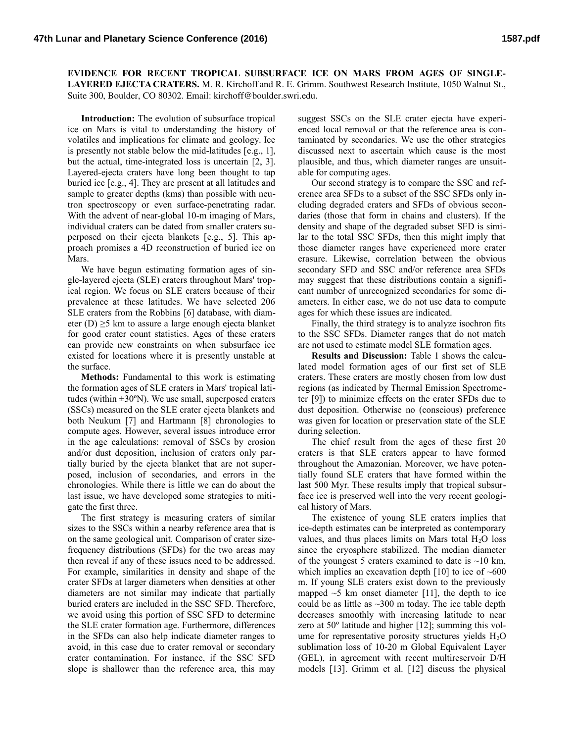**EVIDENCE FOR RECENT TROPICAL SUBSURFACE ICE ON MARS FROM AGES OF SINGLE-LAYERED EJECTA CRATERS.** M. R. Kirchoff and R. E. Grimm. Southwest Research Institute, 1050 Walnut St., Suite 300, Boulder, CO 80302. Email: kirchoff@boulder.swri.edu.

**Introduction:** The evolution of subsurface tropical ice on Mars is vital to understanding the history of volatiles and implications for climate and geology. Ice is presently not stable below the mid-latitudes [e.g., 1], but the actual, time-integrated loss is uncertain [2, 3]. Layered-ejecta craters have long been thought to tap buried ice [e.g., 4]. They are present at all latitudes and sample to greater depths (kms) than possible with neutron spectroscopy or even surface-penetrating radar. With the advent of near-global 10-m imaging of Mars, individual craters can be dated from smaller craters superposed on their ejecta blankets [e.g., 5]. This approach promises a 4D reconstruction of buried ice on Mars.

We have begun estimating formation ages of single-layered ejecta (SLE) craters throughout Mars' tropical region. We focus on SLE craters because of their prevalence at these latitudes. We have selected 206 SLE craters from the Robbins [6] database, with diameter (D) ≥5 km to assure a large enough ejecta blanket for good crater count statistics. Ages of these craters can provide new constraints on when subsurface ice existed for locations where it is presently unstable at the surface.

**Methods:** Fundamental to this work is estimating the formation ages of SLE craters in Mars' tropical latitudes (within ±30ºN). We use small, superposed craters (SSCs) measured on the SLE crater ejecta blankets and both Neukum [7] and Hartmann [8] chronologies to compute ages. However, several issues introduce error in the age calculations: removal of SSCs by erosion and/or dust deposition, inclusion of craters only partially buried by the ejecta blanket that are not superposed, inclusion of secondaries, and errors in the chronologies. While there is little we can do about the last issue, we have developed some strategies to mitigate the first three.

The first strategy is measuring craters of similar sizes to the SSCs within a nearby reference area that is on the same geological unit. Comparison of crater size-frequency distributions (SFDs) for the two areas may then reveal if any of these issues need to be addressed. For example, similarities in density and shape of the crater SFDs at larger diameters when densities at other diameters are not similar may indicate that partially buried craters are included in the SSC SFD. Therefore, we avoid using this portion of SSC SFD to determine the SLE crater formation age. Furthermore, differences in the SFDs can also help indicate diameter ranges to avoid, in this case due to crater removal or secondary crater contamination. For instance, if the SSC SFD slope is shallower than the reference area, this may suggest SSCs on the SLE crater ejecta have experienced local removal or that the reference area is contaminated by secondaries. We use the other strategies discussed next to ascertain which cause is the most plausible, and thus, which diameter ranges are unsuitable for computing ages.

Our second strategy is to compare the SSC and reference area SFDs to a subset of the SSC SFDs only including degraded craters and SFDs of obvious secondaries (those that form in chains and clusters). If the density and shape of the degraded subset SFD is similar to the total SSC SFDs, then this might imply that those diameter ranges have experienced more crater erasure. Likewise, correlation between the obvious secondary SFD and SSC and/or reference area SFDs may suggest that these distributions contain a significant number of unrecognized secondaries for some diameters. In either case, we do not use data to compute ages for which these issues are indicated.

Finally, the third strategy is to analyze isochron fits to the SSC SFDs. Diameter ranges that do not match are not used to estimate model SLE formation ages.

**Results and Discussion:** Table 1 shows the calculated model formation ages of our first set of SLE craters. These craters are mostly chosen from low dust regions (as indicated by Thermal Emission Spectrometer [9]) to minimize effects on the crater SFDs due to dust deposition. Otherwise no (conscious) preference was given for location or preservation state of the SLE during selection.

The chief result from the ages of these first 20 craters is that SLE craters appear to have formed throughout the Amazonian. Moreover, we have potentially found SLE craters that have formed within the last 500 Myr. These results imply that tropical subsurface ice is preserved well into the very recent geological history of Mars.

The existence of young SLE craters implies that ice-depth estimates can be interpreted as contemporary values, and thus places limits on Mars total $H_2O$ loss since the cryosphere stabilized. The median diameter of the youngest 5 craters examined to date is ~10 km, which implies an excavation depth [10] to ice of ~600 m. If young SLE craters exist down to the previously mapped ~5 km onset diameter [11], the depth to ice could be as little as ~300 m today. The ice table depth decreases smoothly with increasing latitude to near zero at 50º latitude and higher [12]; summing this volume for representative porosity structures yields $H_2O$ sublimation loss of 10-20 m Global Equivalent Layer (GEL), in agreement with recent multireservoir D/H models [13]. Grimm et al. [12] discuss the physical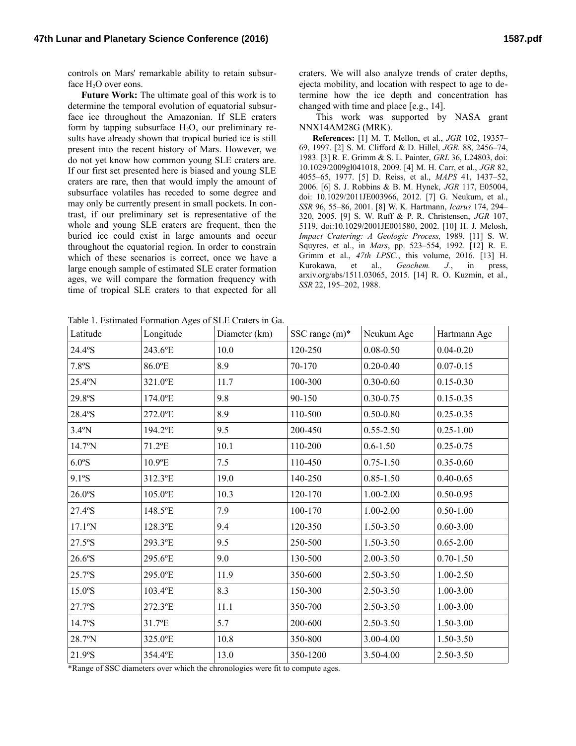controls on Mars' remarkable ability to retain subsurface $H_2O$ over eons.

**Future Work:** The ultimate goal of this work is to determine the temporal evolution of equatorial subsurface ice throughout the Amazonian. If SLE craters form by tapping subsurface $H_2O$, our preliminary results have already shown that tropical buried ice is still present into the recent history of Mars. However, we do not yet know how common young SLE craters are. If our first set presented here is biased and young SLE craters are rare, then that would imply the amount of subsurface volatiles has receded to some degree and may only be currently present in small pockets. In contrast, if our preliminary set is representative of the whole and young SLE craters are frequent, then the buried ice could exist in large amounts and occur throughout the equatorial region. In order to constrain which of these scenarios is correct, once we have a large enough sample of estimated SLE crater formation ages, we will compare the formation frequency with time of tropical SLE craters to that expected for all craters. We will also analyze trends of crater depths, ejecta mobility, and location with respect to age to determine how the ice depth and concentration has changed with time and place [e.g., 14].

This work was supported by NASA grant NNX14AM28G (MRK).

**References:** [1] M. T. Mellon, et al., *JGR* 102, 19357–69, 1997. [2] S. M. Clifford & D. Hillel, *JGR.* 88, 2456–74, 1983. [3] R. E. Grimm & S. L. Painter, *GRL* 36, L24803, doi: 10.1029/2009gl041018, 2009. [4] M. H. Carr, et al., *JGR* 82, 4055–65, 1977. [5] D. Reiss, et al., *MAPS* 41, 1437–52, 2006. [6] S. J. Robbins & B. M. Hynek, *JGR* 117, E05004, doi: 10.1029/2011JE003966, 2012. [7] G. Neukum, et al., *SSR* 96, 55–86, 2001. [8] W. K. Hartmann, *Icarus* 174, 294–320, 2005. [9] S. W. Ruff & P. R. Christensen, *JGR* 107, 5119, doi:10.1029/2001JE001580, 2002. [10] H. J. Melosh, *Impact Cratering: A Geologic Process,* 1989. [11] S. W. Squyres, et al., in *Mars*, pp. 523–554, 1992. [12] R. E. Grimm et al., *47th LPSC.*, this volume, 2016. [13] H. Kurokawa, et al., *Geochem. J.*, in press, arxiv.org/abs/1511.03065, 2015. [14] R. O. Kuzmin, et al., *SSR* 22, 195–202, 1988.

Table 1. Estimated Formation Ages of SLE Craters in Ga.

| Latitude | Longitude | Diameter (km) | SSC range (m)* | Neukum Age | Hartmann Age |
|---|---|---|---|---|---|
| 24.4ºS | 243.6ºE | 10.0 | 120-250 | 0.08-0.50 | 0.04-0.20 |
| 7.8ºS | 86.0ºE | 8.9 | 70-170 | 0.20-0.40 | 0.07-0.15 |
| 25.4ºN | 321.0ºE | 11.7 | 100-300 | 0.30-0.60 | 0.15-0.30 |
| 29.8ºS | 174.0ºE | 9.8 | 90-150 | 0.30-0.75 | 0.15-0.35 |
| 28.4ºS | 272.0ºE | 8.9 | 110-500 | 0.50-0.80 | 0.25-0.35 |
| 3.4ºN | 194.2ºE | 9.5 | 200-450 | 0.55-2.50 | 0.25-1.00 |
| 14.7ºN | 71.2ºE | 10.1 | 110-200 | 0.6-1.50 | 0.25-0.75 |
| 6.0ºS | 10.9ºE | 7.5 | 110-450 | 0.75-1.50 | 0.35-0.60 |
| 9.1ºS | 312.3ºE | 19.0 | 140-250 | 0.85-1.50 | 0.40-0.65 |
| 26.0ºS | 105.0ºE | 10.3 | 120-170 | 1.00-2.00 | 0.50-0.95 |
| 27.4ºS | 148.5ºE | 7.9 | 100-170 | 1.00-2.00 | 0.50-1.00 |
| 17.1ºN | 128.3ºE | 9.4 | 120-350 | 1.50-3.50 | 0.60-3.00 |
| 27.5ºS | 293.3ºE | 9.5 | 250-500 | 1.50-3.50 | 0.65-2.00 |
| 26.6ºS | 295.6ºE | 9.0 | 130-500 | 2.00-3.50 | 0.70-1.50 |
| 25.7ºS | 295.0ºE | 11.9 | 350-600 | 2.50-3.50 | 1.00-2.50 |
| 15.0ºS | 103.4ºE | 8.3 | 150-300 | 2.50-3.50 | 1.00-3.00 |
| 27.7ºS | 272.3ºE | 11.1 | 350-700 | 2.50-3.50 | 1.00-3.00 |
| 14.7ºS | 31.7ºE | 5.7 | 200-600 | 2.50-3.50 | 1.50-3.00 |
| 28.7ºN | 325.0ºE | 10.8 | 350-800 | 3.00-4.00 | 1.50-3.50 |
| 21.9ºS | 354.4ºE | 13.0 | 350-1200 | 3.50-4.00 | 2.50-3.50 |

*Range of SSC diameters over which the chronologies were fit to compute ages.